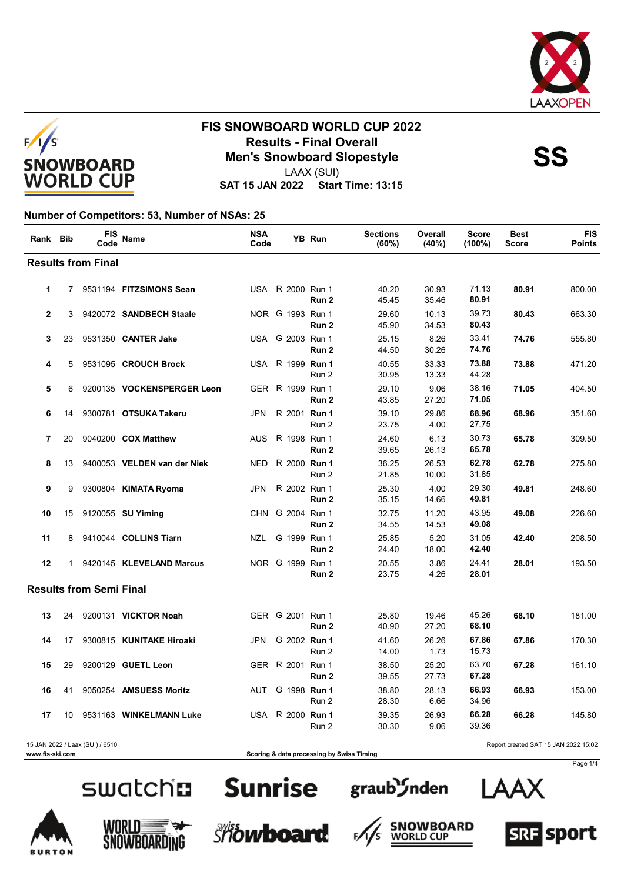# FIS SNOWBOARD WORLD CUP 2022

## Results - Final Overall

## Men's Snowboard Slopestyle

LAAX (SUI)

**SAT 15 JAN 2022 Start Time: 13:15**

**SS**

**Number of Competitors: 53, Number of NSAs: 25**

| Rank | Bib | FIS Code | Name | NSA Code | | YB | Run | Sections (60%) | Overall (40%) | Score (100%) | Best Score | FIS Points |
|---|---|---|---|---|---|---|---|---|---|---|---|---|
| **Results from Final** | | | | | | | | | | | | |
| 1 | 7 | 9531194 | **FITZSIMONS Sean** | USA | R | 2000 | Run 1 | 40.20 | 30.93 | 71.13 | **80.91** | 800.00 |
| | | | | | | | **Run 2** | 45.45 | 35.46 | **80.91** | | |
| 2 | 3 | 9420072 | **SANDBECH Staale** | NOR | G | 1993 | Run 1 | 29.60 | 10.13 | 39.73 | **80.43** | 663.30 |
| | | | | | | | **Run 2** | 45.90 | 34.53 | **80.43** | | |
| 3 | 23 | 9531350 | **CANTER Jake** | USA | G | 2003 | Run 1 | 25.15 | 8.26 | 33.41 | **74.76** | 555.80 |
| | | | | | | | **Run 2** | 44.50 | 30.26 | **74.76** | | |
| 4 | 5 | 9531095 | **CROUCH Brock** | USA | R | 1999 | **Run 1** | 40.55 | 33.33 | **73.88** | **73.88** | 471.20 |
| | | | | | | | Run 2 | 30.95 | 13.33 | 44.28 | | |
| 5 | 6 | 9200135 | **VOCKENSPERGER Leon** | GER | R | 1999 | Run 1 | 29.10 | 9.06 | 38.16 | **71.05** | 404.50 |
| | | | | | | | **Run 2** | 43.85 | 27.20 | **71.05** | | |
| 6 | 14 | 9300781 | **OTSUKA Takeru** | JPN | R | 2001 | **Run 1** | 39.10 | 29.86 | **68.96** | **68.96** | 351.60 |
| | | | | | | | Run 2 | 23.75 | 4.00 | 27.75 | | |
| 7 | 20 | 9040200 | **COX Matthew** | AUS | R | 1998 | Run 1 | 24.60 | 6.13 | 30.73 | **65.78** | 309.50 |
| | | | | | | | **Run 2** | 39.65 | 26.13 | **65.78** | | |
| 8 | 13 | 9400053 | **VELDEN van der Niek** | NED | R | 2000 | **Run 1** | 36.25 | 26.53 | **62.78** | **62.78** | 275.80 |
| | | | | | | | Run 2 | 21.85 | 10.00 | 31.85 | | |
| 9 | 9 | 9300804 | **KIMATA Ryoma** | JPN | R | 2002 | Run 1 | 25.30 | 4.00 | 29.30 | **49.81** | 248.60 |
| | | | | | | | **Run 2** | 35.15 | 14.66 | **49.81** | | |
| 10 | 15 | 9120055 | **SU Yiming** | CHN | G | 2004 | Run 1 | 32.75 | 11.20 | 43.95 | **49.08** | 226.60 |
| | | | | | | | **Run 2** | 34.55 | 14.53 | **49.08** | | |
| 11 | 8 | 9410044 | **COLLINS Tiarn** | NZL | G | 1999 | Run 1 | 25.85 | 5.20 | 31.05 | **42.40** | 208.50 |
| | | | | | | | **Run 2** | 24.40 | 18.00 | **42.40** | | |
| 12 | 1 | 9420145 | **KLEVELAND Marcus** | NOR | G | 1999 | Run 1 | 20.55 | 3.86 | 24.41 | **28.01** | 193.50 |
| | | | | | | | **Run 2** | 23.75 | 4.26 | **28.01** | | |
| **Results from Semi Final** | | | | | | | | | | | | |
| 13 | 24 | 9200131 | **VICKTOR Noah** | GER | G | 2001 | Run 1 | 25.80 | 19.46 | 45.26 | **68.10** | 181.00 |
| | | | | | | | **Run 2** | 40.90 | 27.20 | **68.10** | | |
| 14 | 17 | 9300815 | **KUNITAKE Hiroaki** | JPN | G | 2002 | **Run 1** | 41.60 | 26.26 | **67.86** | **67.86** | 170.30 |
| | | | | | | | Run 2 | 14.00 | 1.73 | 15.73 | | |
| 15 | 29 | 9200129 | **GUETL Leon** | GER | R | 2001 | Run 1 | 38.50 | 25.20 | 63.70 | **67.28** | 161.10 |
| | | | | | | | **Run 2** | 39.55 | 27.73 | **67.28** | | |
| 16 | 41 | 9050254 | **AMSUESS Moritz** | AUT | G | 1998 | **Run 1** | 38.80 | 28.13 | **66.93** | **66.93** | 153.00 |
| | | | | | | | Run 2 | 28.30 | 6.66 | 34.96 | | |
| 17 | 10 | 9531163 | **WINKELMANN Luke** | USA | R | 2000 | **Run 1** | 39.35 | 26.93 | **66.28** | **66.28** | 145.80 |
| | | | | | | | Run 2 | 30.30 | 9.06 | 39.36 | | |

15 JAN 2022 / Laax (SUI) / 6510 — Report created SAT 15 JAN 2022 15:02

www.fis-ski.com — Scoring & data processing by Swiss Timing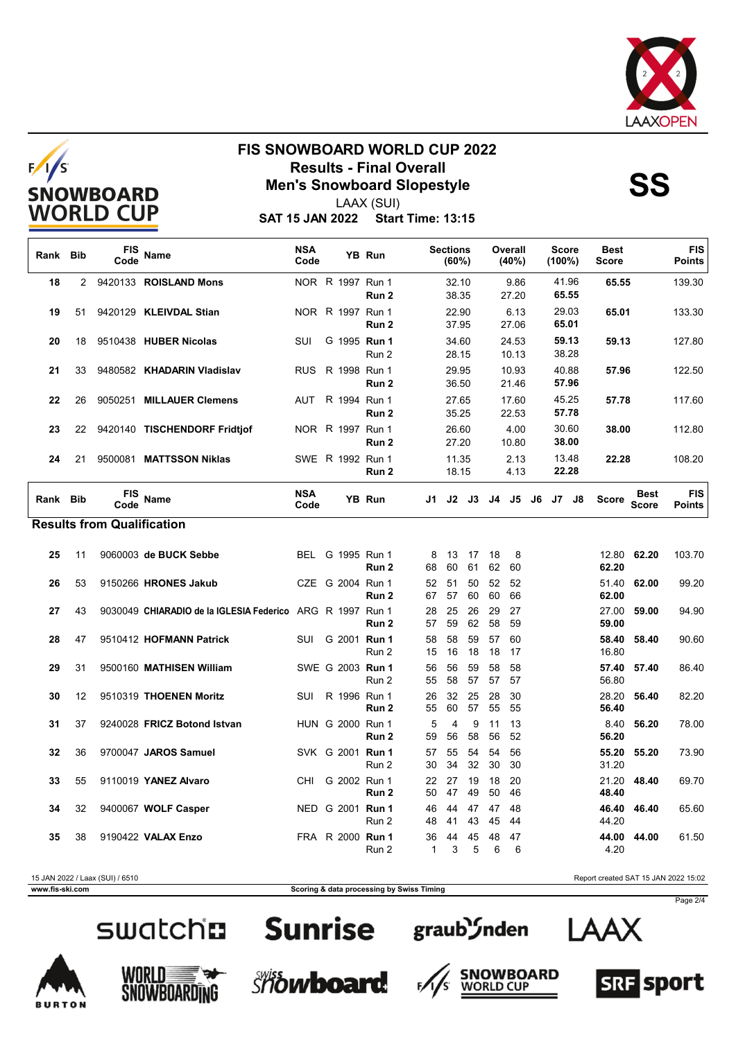# FIS SNOWBOARD WORLD CUP 2022

## Results - Final Overall

## Men's Snowboard Slopestyle

**SS**

LAAX (SUI)

**SAT 15 JAN 2022 Start Time: 13:15**

| Rank | Bib | FIS Code | Name | NSA Code | | YB | Run | Sections (60%) | Overall (40%) | Score (100%) | Best Score | FIS Points |
|---|---|---|---|---|---|---|---|---|---|---|---|---|
| 18 | 2 | 9420133 | **ROISLAND Mons** | NOR | R | 1997 | Run 1 | 32.10 | 9.86 | 41.96 | **65.55** | 139.30 |
| | | | | | | | **Run 2** | 38.35 | 27.20 | **65.55** | | |
| 19 | 51 | 9420129 | **KLEIVDAL Stian** | NOR | R | 1997 | Run 1 | 22.90 | 6.13 | 29.03 | **65.01** | 133.30 |
| | | | | | | | **Run 2** | 37.95 | 27.06 | **65.01** | | |
| 20 | 18 | 9510438 | **HUBER Nicolas** | SUI | G | 1995 | **Run 1** | 34.60 | 24.53 | **59.13** | **59.13** | 127.80 |
| | | | | | | | Run 2 | 28.15 | 10.13 | 38.28 | | |
| 21 | 33 | 9480582 | **KHADARIN Vladislav** | RUS | R | 1998 | Run 1 | 29.95 | 10.93 | 40.88 | **57.96** | 122.50 |
| | | | | | | | **Run 2** | 36.50 | 21.46 | **57.96** | | |
| 22 | 26 | 9050251 | **MILLAUER Clemens** | AUT | R | 1994 | Run 1 | 27.65 | 17.60 | 45.25 | **57.78** | 117.60 |
| | | | | | | | **Run 2** | 35.25 | 22.53 | **57.78** | | |
| 23 | 22 | 9420140 | **TISCHENDORF Fridtjof** | NOR | R | 1997 | Run 1 | 26.60 | 4.00 | 30.60 | **38.00** | 112.80 |
| | | | | | | | **Run 2** | 27.20 | 10.80 | **38.00** | | |
| 24 | 21 | 9500081 | **MATTSSON Niklas** | SWE | R | 1992 | Run 1 | 11.35 | 2.13 | 13.48 | **22.28** | 108.20 |
| | | | | | | | **Run 2** | 18.15 | 4.13 | **22.28** | | |

### Results from Qualification

| Rank | Bib | FIS Code | Name | NSA Code | | YB | Run | J1 | J2 | J3 | J4 | J5 | J6 | J7 | J8 | Score | Best Score | FIS Points |
|---|---|---|---|---|---|---|---|---|---|---|---|---|---|---|---|---|---|---|
| 25 | 11 | 9060003 | **de BUCK Sebbe** | BEL | G | 1995 | Run 1 | 8 | 13 | 17 | 18 | 8 | | | | 12.80 | **62.20** | 103.70 |
| | | | | | | | **Run 2** | 68 | 60 | 61 | 62 | 60 | | | | **62.20** | | |
| 26 | 53 | 9150266 | **HRONES Jakub** | CZE | G | 2004 | Run 1 | 52 | 51 | 50 | 52 | 52 | | | | 51.40 | **62.00** | 99.20 |
| | | | | | | | **Run 2** | 67 | 57 | 60 | 60 | 66 | | | | **62.00** | | |
| 27 | 43 | 9030049 | **CHIARADIO de la IGLESIA Federico** | ARG | R | 1997 | Run 1 | 28 | 25 | 26 | 29 | 27 | | | | 27.00 | **59.00** | 94.90 |
| | | | | | | | **Run 2** | 57 | 59 | 62 | 58 | 59 | | | | **59.00** | | |
| 28 | 47 | 9510412 | **HOFMANN Patrick** | SUI | G | 2001 | **Run 1** | 58 | 58 | 59 | 57 | 60 | | | | **58.40** | **58.40** | 90.60 |
| | | | | | | | Run 2 | 15 | 16 | 18 | 18 | 17 | | | | 16.80 | | |
| 29 | 31 | 9500160 | **MATHISEN William** | SWE | G | 2003 | **Run 1** | 56 | 56 | 59 | 58 | 58 | | | | **57.40** | **57.40** | 86.40 |
| | | | | | | | Run 2 | 55 | 58 | 57 | 57 | 57 | | | | 56.80 | | |
| 30 | 12 | 9510319 | **THOENEN Moritz** | SUI | R | 1996 | Run 1 | 26 | 32 | 25 | 28 | 30 | | | | 28.20 | **56.40** | 82.20 |
| | | | | | | | **Run 2** | 55 | 60 | 57 | 55 | 55 | | | | **56.40** | | |
| 31 | 37 | 9240028 | **FRICZ Botond Istvan** | HUN | G | 2000 | Run 1 | 5 | 4 | 9 | 11 | 13 | | | | 8.40 | **56.20** | 78.00 |
| | | | | | | | **Run 2** | 59 | 56 | 58 | 56 | 52 | | | | **56.20** | | |
| 32 | 36 | 9700047 | **JAROS Samuel** | SVK | G | 2001 | **Run 1** | 57 | 55 | 54 | 54 | 56 | | | | **55.20** | **55.20** | 73.90 |
| | | | | | | | Run 2 | 30 | 34 | 32 | 30 | 30 | | | | 31.20 | | |
| 33 | 55 | 9110019 | **YANEZ Alvaro** | CHI | G | 2002 | Run 1 | 22 | 27 | 19 | 18 | 20 | | | | 21.20 | **48.40** | 69.70 |
| | | | | | | | **Run 2** | 50 | 47 | 49 | 50 | 46 | | | | **48.40** | | |
| 34 | 32 | 9400067 | **WOLF Casper** | NED | G | 2001 | **Run 1** | 46 | 44 | 47 | 47 | 48 | | | | **46.40** | **46.40** | 65.60 |
| | | | | | | | Run 2 | 48 | 41 | 43 | 45 | 44 | | | | 44.20 | | |
| 35 | 38 | 9190422 | **VALAX Enzo** | FRA | R | 2000 | **Run 1** | 36 | 44 | 45 | 48 | 47 | | | | **44.00** | **44.00** | 61.50 |
| | | | | | | | Run 2 | 1 | 3 | 5 | 6 | 6 | | | | 4.20 | | |

15 JAN 2022 / Laax (SUI) / 6510 — Report created SAT 15 JAN 2022 15:02

www.fis-ski.com — Scoring & data processing by Swiss Timing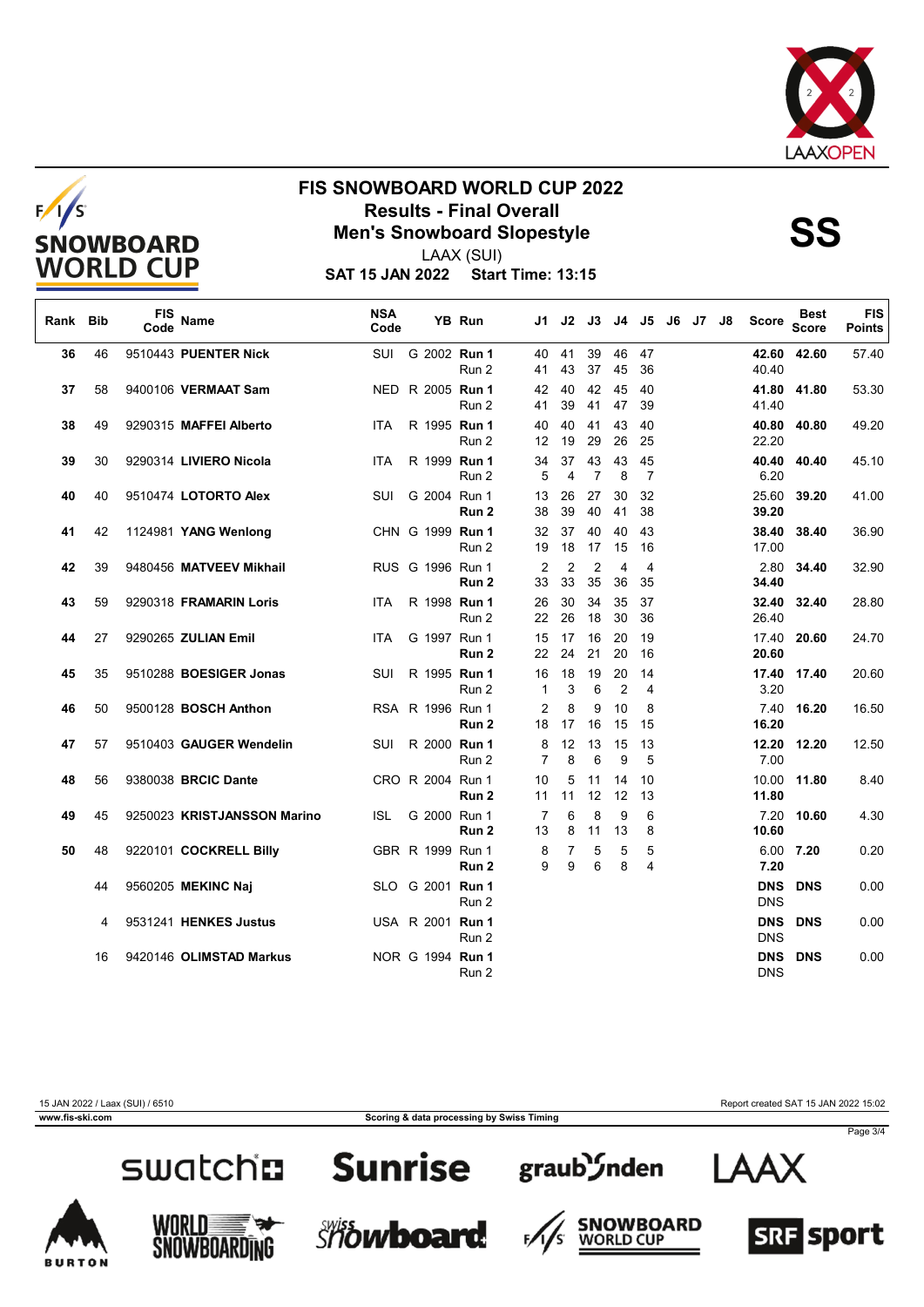# FIS SNOWBOARD WORLD CUP 2022

## Results - Final Overall

## Men's Snowboard Slopestyle

**SS**

LAAX (SUI)

**SAT 15 JAN 2022 Start Time: 13:15**

| Rank | Bib | FIS Code | Name | NSA Code | YB | Run | J1 | J2 | J3 | J4 | J5 | J6 | J7 | J8 | Score | Best Score | FIS Points |
|---|---|---|---|---|---|---|---|---|---|---|---|---|---|---|---|---|---|
| 36 | 46 | 9510443 | **PUENTER Nick** | SUI | G 2002 | **Run 1** | 40 | 41 | 39 | 46 | 47 | | | | **42.60** | **42.60** | 57.40 |
| | | | | | | Run 2 | 41 | 43 | 37 | 45 | 36 | | | | 40.40 | | |
| 37 | 58 | 9400106 | **VERMAAT Sam** | NED | R 2005 | **Run 1** | 42 | 40 | 42 | 45 | 40 | | | | **41.80** | **41.80** | 53.30 |
| | | | | | | Run 2 | 41 | 39 | 41 | 47 | 39 | | | | 41.40 | | |
| 38 | 49 | 9290315 | **MAFFEI Alberto** | ITA | R 1995 | **Run 1** | 40 | 40 | 41 | 43 | 40 | | | | **40.80** | **40.80** | 49.20 |
| | | | | | | Run 2 | 12 | 19 | 29 | 26 | 25 | | | | 22.20 | | |
| 39 | 30 | 9290314 | **LIVIERO Nicola** | ITA | R 1999 | **Run 1** | 34 | 37 | 43 | 43 | 45 | | | | **40.40** | **40.40** | 45.10 |
| | | | | | | Run 2 | 5 | 4 | 7 | 8 | 7 | | | | 6.20 | | |
| 40 | 40 | 9510474 | **LOTORTO Alex** | SUI | G 2004 | Run 1 | 13 | 26 | 27 | 30 | 32 | | | | 25.60 | **39.20** | 41.00 |
| | | | | | | **Run 2** | 38 | 39 | 40 | 41 | 38 | | | | **39.20** | | |
| 41 | 42 | 1124981 | **YANG Wenlong** | CHN | G 1999 | **Run 1** | 32 | 37 | 40 | 40 | 43 | | | | **38.40** | **38.40** | 36.90 |
| | | | | | | Run 2 | 19 | 18 | 17 | 15 | 16 | | | | 17.00 | | |
| 42 | 39 | 9480456 | **MATVEEV Mikhail** | RUS | G 1996 | Run 1 | 2 | 2 | 2 | 4 | 4 | | | | 2.80 | **34.40** | 32.90 |
| | | | | | | **Run 2** | 33 | 33 | 35 | 36 | 35 | | | | **34.40** | | |
| 43 | 59 | 9290318 | **FRAMARIN Loris** | ITA | R 1998 | **Run 1** | 26 | 30 | 34 | 35 | 37 | | | | **32.40** | **32.40** | 28.80 |
| | | | | | | Run 2 | 22 | 26 | 18 | 30 | 36 | | | | 26.40 | | |
| 44 | 27 | 9290265 | **ZULIAN Emil** | ITA | G 1997 | Run 1 | 15 | 17 | 16 | 20 | 19 | | | | 17.40 | **20.60** | 24.70 |
| | | | | | | **Run 2** | 22 | 24 | 21 | 20 | 16 | | | | **20.60** | | |
| 45 | 35 | 9510288 | **BOESIGER Jonas** | SUI | R 1995 | **Run 1** | 16 | 18 | 19 | 20 | 14 | | | | **17.40** | **17.40** | 20.60 |
| | | | | | | Run 2 | 1 | 3 | 6 | 2 | 4 | | | | 3.20 | | |
| 46 | 50 | 9500128 | **BOSCH Anthon** | RSA | R 1996 | Run 1 | 2 | 8 | 9 | 10 | 8 | | | | 7.40 | **16.20** | 16.50 |
| | | | | | | **Run 2** | 18 | 17 | 16 | 15 | 15 | | | | **16.20** | | |
| 47 | 57 | 9510403 | **GAUGER Wendelin** | SUI | R 2000 | **Run 1** | 8 | 12 | 13 | 15 | 13 | | | | **12.20** | **12.20** | 12.50 |
| | | | | | | Run 2 | 7 | 8 | 6 | 9 | 5 | | | | 7.00 | | |
| 48 | 56 | 9380038 | **BRCIC Dante** | CRO | R 2004 | Run 1 | 10 | 5 | 11 | 14 | 10 | | | | 10.00 | **11.80** | 8.40 |
| | | | | | | **Run 2** | 11 | 11 | 12 | 12 | 13 | | | | **11.80** | | |
| 49 | 45 | 9250023 | **KRISTJANSSON Marino** | ISL | G 2000 | Run 1 | 7 | 6 | 8 | 9 | 6 | | | | 7.20 | **10.60** | 4.30 |
| | | | | | | **Run 2** | 13 | 8 | 11 | 13 | 8 | | | | **10.60** | | |
| 50 | 48 | 9220101 | **COCKRELL Billy** | GBR | R 1999 | Run 1 | 8 | 7 | 5 | 5 | 5 | | | | 6.00 | **7.20** | 0.20 |
| | | | | | | **Run 2** | 9 | 9 | 6 | 8 | 4 | | | | **7.20** | | |
| | 44 | 9560205 | **MEKINC Naj** | SLO | G 2001 | **Run 1** | | | | | | | | | **DNS** | **DNS** | 0.00 |
| | | | | | | Run 2 | | | | | | | | | DNS | | |
| | 4 | 9531241 | **HENKES Justus** | USA | R 2001 | **Run 1** | | | | | | | | | **DNS** | **DNS** | 0.00 |
| | | | | | | Run 2 | | | | | | | | | DNS | | |
| | 16 | 9420146 | **OLIMSTAD Markus** | NOR | G 1994 | **Run 1** | | | | | | | | | **DNS** | **DNS** | 0.00 |
| | | | | | | Run 2 | | | | | | | | | DNS | | |

15 JAN 2022 / Laax (SUI) / 6510 — Report created SAT 15 JAN 2022 15:02

www.fis-ski.com — Scoring & data processing by Swiss Timing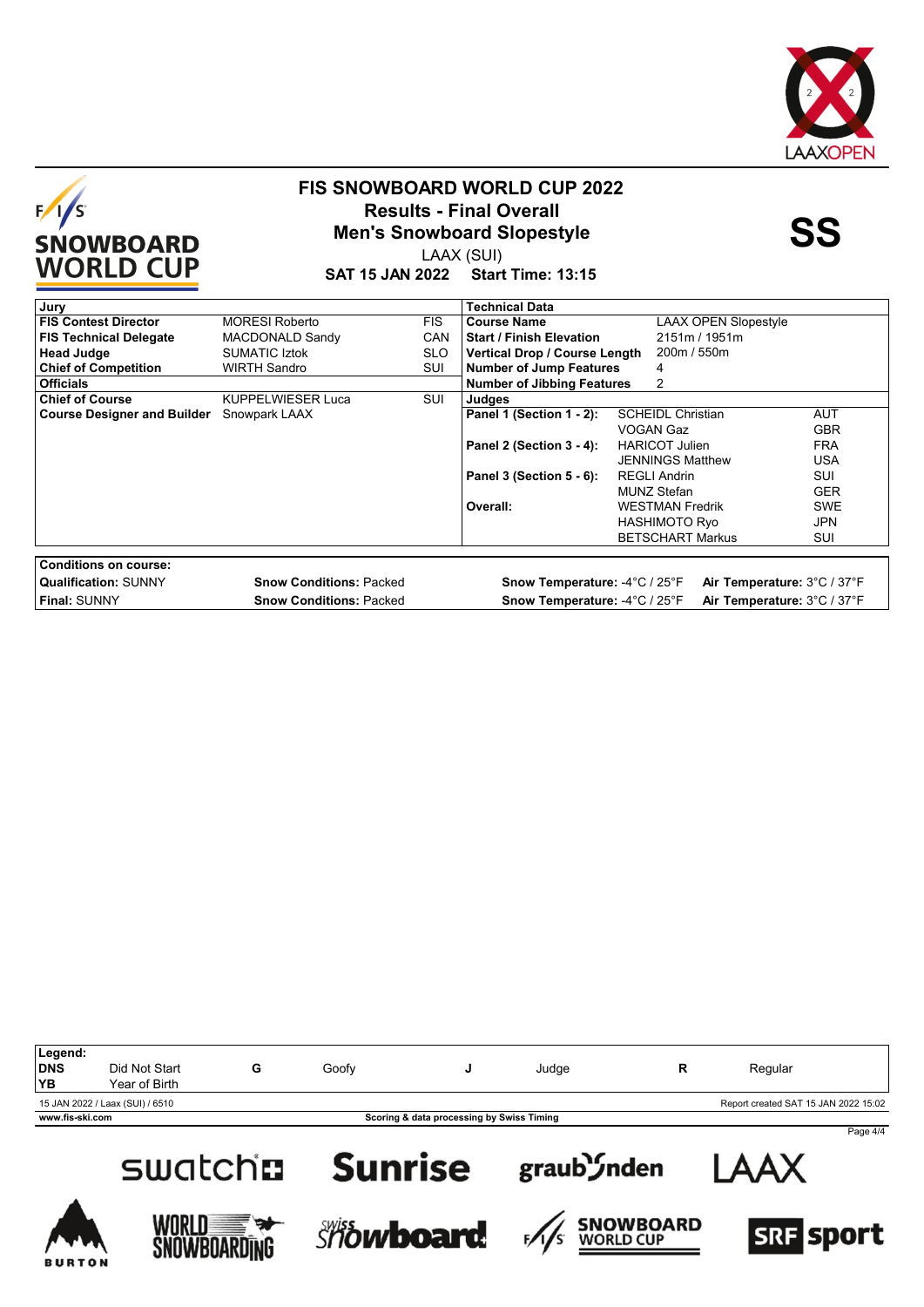# FIS SNOWBOARD WORLD CUP 2022

## Results - Final Overall

## Men's Snowboard Slopestyle

**SS**

LAAX (SUI)

**SAT 15 JAN 2022 Start Time: 13:15**

| Jury | | |
|---|---|---|
| **FIS Contest Director** | MORESI Roberto | FIS |
| **FIS Technical Delegate** | MACDONALD Sandy | CAN |
| **Head Judge** | SUMATIC Iztok | SLO |
| **Chief of Competition** | WIRTH Sandro | SUI |
| **Officials** | | |
| **Chief of Course** | KUPPELWIESER Luca | SUI |
| **Course Designer and Builder** | Snowpark LAAX | |

| Technical Data | | |
|---|---|---|
| **Course Name** | LAAX OPEN Slopestyle | |
| **Start / Finish Elevation** | 2151m / 1951m | |
| **Vertical Drop / Course Length** | 200m / 550m | |
| **Number of Jump Features** | 4 | |
| **Number of Jibbing Features** | 2 | |
| **Judges** | | |
| **Panel 1 (Section 1 - 2):** | SCHEIDL Christian | AUT |
| | VOGAN Gaz | GBR |
| **Panel 2 (Section 3 - 4):** | HARICOT Julien | FRA |
| | JENNINGS Matthew | USA |
| **Panel 3 (Section 5 - 6):** | REGLI Andrin | SUI |
| | MUNZ Stefan | GER |
| **Overall:** | WESTMAN Fredrik | SWE |
| | HASHIMOTO Ryo | JPN |
| | BETSCHART Markus | SUI |

| Conditions on course: | | | |
|---|---|---|---|
| **Qualification:** SUNNY | **Snow Conditions:** Packed | **Snow Temperature:** -4°C / 25°F | **Air Temperature:** 3°C / 37°F |
| **Final:** SUNNY | **Snow Conditions:** Packed | **Snow Temperature:** -4°C / 25°F | **Air Temperature:** 3°C / 37°F |

| Legend: | | | | | | | |
|---|---|---|---|---|---|---|---|
| **DNS** | Did Not Start | **G** | Goofy | **J** | Judge | **R** | Regular |
| **YB** | Year of Birth | | | | | | |

15 JAN 2022 / Laax (SUI) / 6510

Report created SAT 15 JAN 2022 15:02

www.fis-ski.com

Scoring & data processing by Swiss Timing